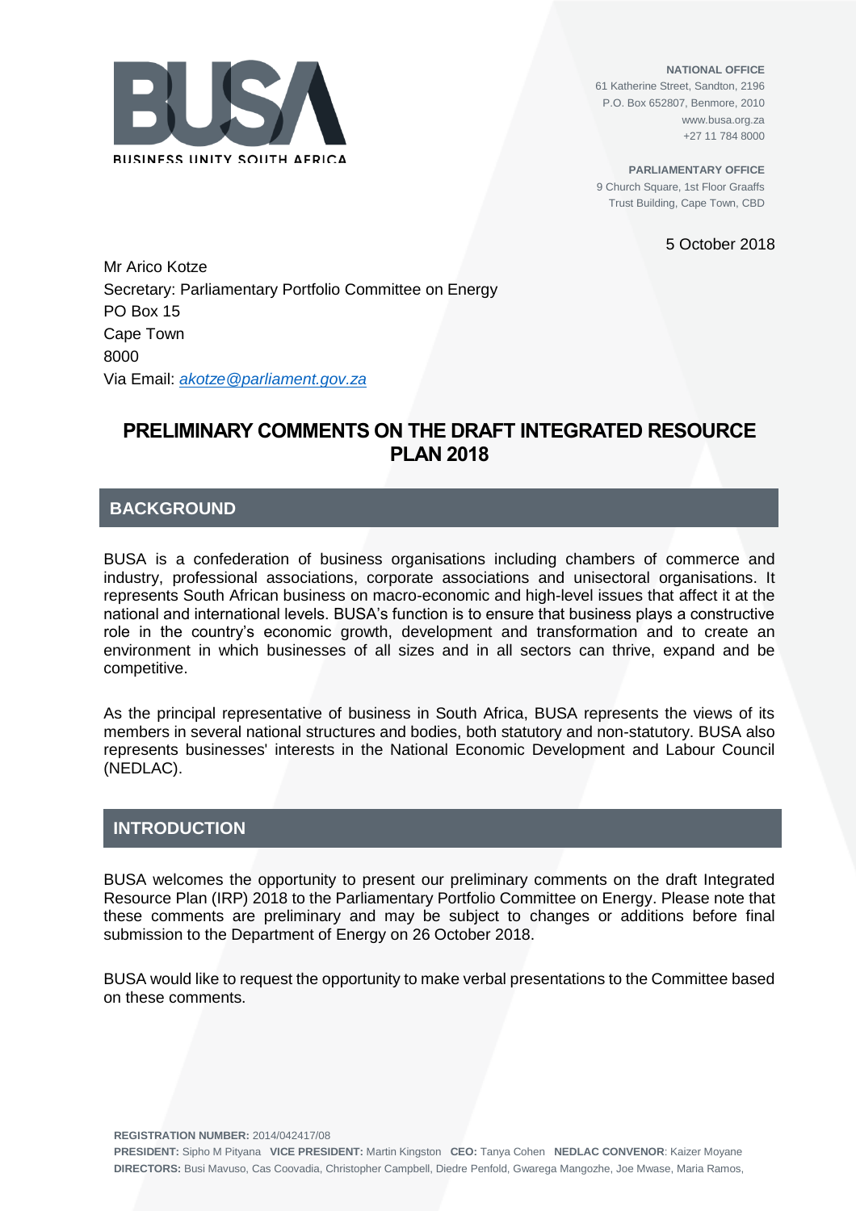BUSA

BUSINESS UNITY SOUTH AFRICA

**NATIONAL OFFICE**
61 Katherine Street, Sandton, 2196
P.O. Box 652807, Benmore, 2010
www.busa.org.za
+27 11 784 8000

**PARLIAMENTARY OFFICE**
9 Church Square, 1st Floor Graaffs
Trust Building, Cape Town, CBD

5 October 2018

Mr Arico Kotze
Secretary: Parliamentary Portfolio Committee on Energy
PO Box 15
Cape Town
8000
Via Email: *akotze@parliament.gov.za*

# PRELIMINARY COMMENTS ON THE DRAFT INTEGRATED RESOURCE PLAN 2018

## BACKGROUND

BUSA is a confederation of business organisations including chambers of commerce and industry, professional associations, corporate associations and unisectoral organisations. It represents South African business on macro-economic and high-level issues that affect it at the national and international levels. BUSA's function is to ensure that business plays a constructive role in the country's economic growth, development and transformation and to create an environment in which businesses of all sizes and in all sectors can thrive, expand and be competitive.

As the principal representative of business in South Africa, BUSA represents the views of its members in several national structures and bodies, both statutory and non-statutory. BUSA also represents businesses' interests in the National Economic Development and Labour Council (NEDLAC).

## INTRODUCTION

BUSA welcomes the opportunity to present our preliminary comments on the draft Integrated Resource Plan (IRP) 2018 to the Parliamentary Portfolio Committee on Energy. Please note that these comments are preliminary and may be subject to changes or additions before final submission to the Department of Energy on 26 October 2018.

BUSA would like to request the opportunity to make verbal presentations to the Committee based on these comments.

**REGISTRATION NUMBER:** 2014/042417/08
**PRESIDENT:** Sipho M Pityana **VICE PRESIDENT:** Martin Kingston **CEO:** Tanya Cohen **NEDLAC CONVENOR**: Kaizer Moyane
**DIRECTORS:** Busi Mavuso, Cas Coovadia, Christopher Campbell, Diedre Penfold, Gwarega Mangozhe, Joe Mwase, Maria Ramos,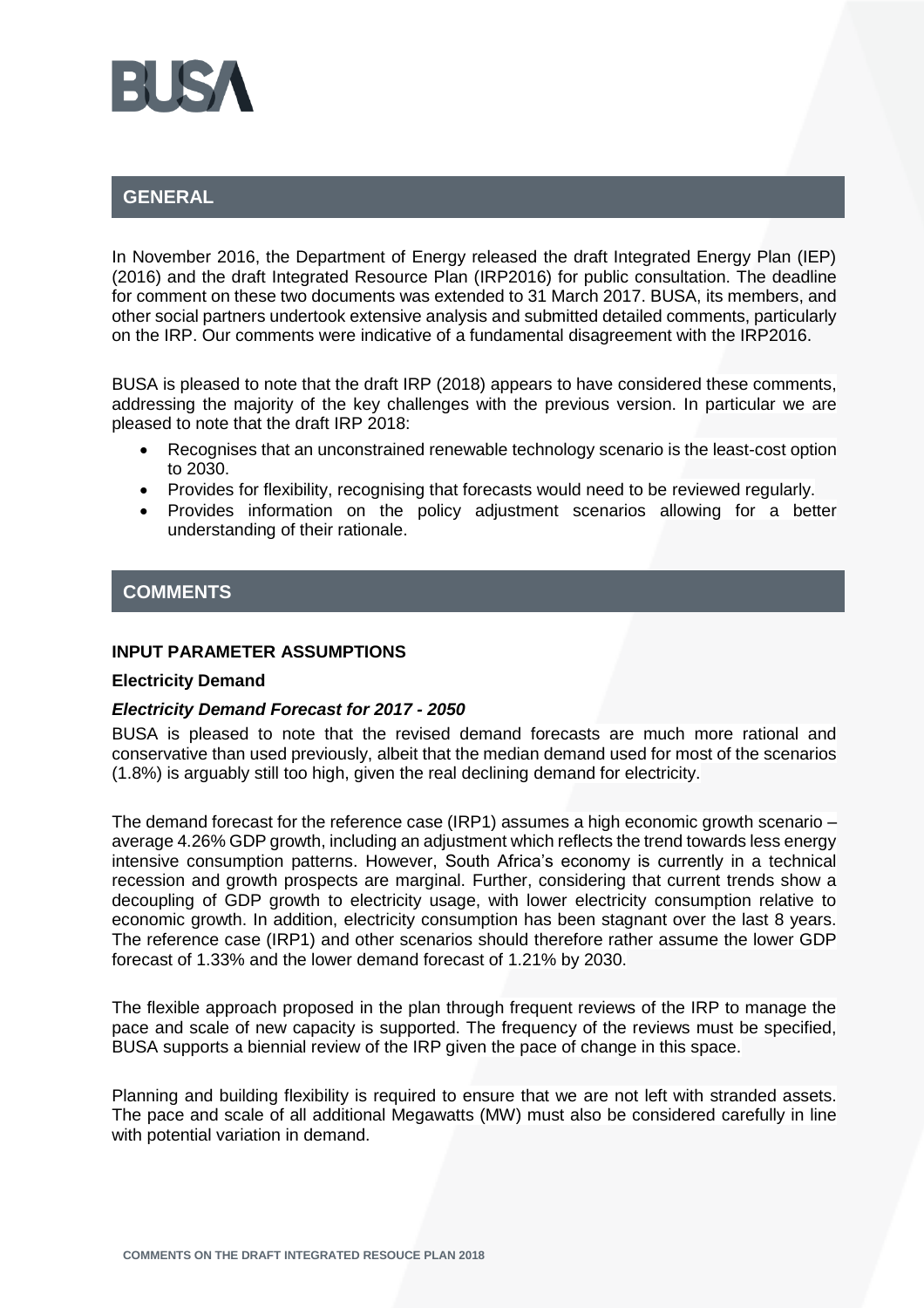## GENERAL

In November 2016, the Department of Energy released the draft Integrated Energy Plan (IEP) (2016) and the draft Integrated Resource Plan (IRP2016) for public consultation. The deadline for comment on these two documents was extended to 31 March 2017. BUSA, its members, and other social partners undertook extensive analysis and submitted detailed comments, particularly on the IRP. Our comments were indicative of a fundamental disagreement with the IRP2016.

BUSA is pleased to note that the draft IRP (2018) appears to have considered these comments, addressing the majority of the key challenges with the previous version. In particular we are pleased to note that the draft IRP 2018:

- Recognises that an unconstrained renewable technology scenario is the least-cost option to 2030.
- Provides for flexibility, recognising that forecasts would need to be reviewed regularly.
- Provides information on the policy adjustment scenarios allowing for a better understanding of their rationale.

## COMMENTS

### INPUT PARAMETER ASSUMPTIONS

#### Electricity Demand

***Electricity Demand Forecast for 2017 - 2050***

BUSA is pleased to note that the revised demand forecasts are much more rational and conservative than used previously, albeit that the median demand used for most of the scenarios (1.8%) is arguably still too high, given the real declining demand for electricity.

The demand forecast for the reference case (IRP1) assumes a high economic growth scenario – average 4.26% GDP growth, including an adjustment which reflects the trend towards less energy intensive consumption patterns. However, South Africa's economy is currently in a technical recession and growth prospects are marginal. Further, considering that current trends show a decoupling of GDP growth to electricity usage, with lower electricity consumption relative to economic growth. In addition, electricity consumption has been stagnant over the last 8 years. The reference case (IRP1) and other scenarios should therefore rather assume the lower GDP forecast of 1.33% and the lower demand forecast of 1.21% by 2030.

The flexible approach proposed in the plan through frequent reviews of the IRP to manage the pace and scale of new capacity is supported. The frequency of the reviews must be specified, BUSA supports a biennial review of the IRP given the pace of change in this space.

Planning and building flexibility is required to ensure that we are not left with stranded assets. The pace and scale of all additional Megawatts (MW) must also be considered carefully in line with potential variation in demand.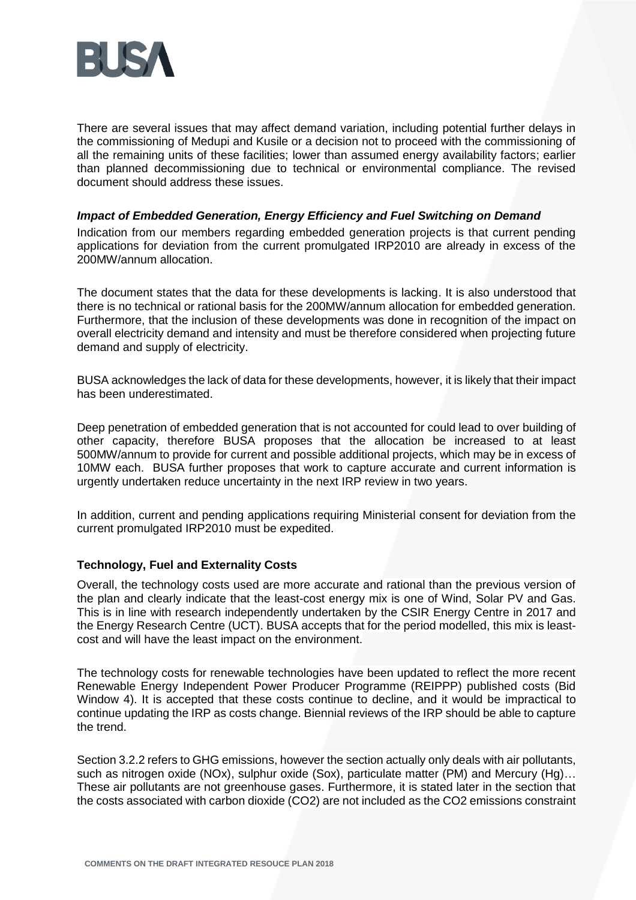There are several issues that may affect demand variation, including potential further delays in the commissioning of Medupi and Kusile or a decision not to proceed with the commissioning of all the remaining units of these facilities; lower than assumed energy availability factors; earlier than planned decommissioning due to technical or environmental compliance. The revised document should address these issues.

### ***Impact of Embedded Generation, Energy Efficiency and Fuel Switching on Demand***

Indication from our members regarding embedded generation projects is that current pending applications for deviation from the current promulgated IRP2010 are already in excess of the 200MW/annum allocation.

The document states that the data for these developments is lacking. It is also understood that there is no technical or rational basis for the 200MW/annum allocation for embedded generation. Furthermore, that the inclusion of these developments was done in recognition of the impact on overall electricity demand and intensity and must be therefore considered when projecting future demand and supply of electricity.

BUSA acknowledges the lack of data for these developments, however, it is likely that their impact has been underestimated.

Deep penetration of embedded generation that is not accounted for could lead to over building of other capacity, therefore BUSA proposes that the allocation be increased to at least 500MW/annum to provide for current and possible additional projects, which may be in excess of 10MW each. BUSA further proposes that work to capture accurate and current information is urgently undertaken reduce uncertainty in the next IRP review in two years.

In addition, current and pending applications requiring Ministerial consent for deviation from the current promulgated IRP2010 must be expedited.

### **Technology, Fuel and Externality Costs**

Overall, the technology costs used are more accurate and rational than the previous version of the plan and clearly indicate that the least-cost energy mix is one of Wind, Solar PV and Gas. This is in line with research independently undertaken by the CSIR Energy Centre in 2017 and the Energy Research Centre (UCT). BUSA accepts that for the period modelled, this mix is least-cost and will have the least impact on the environment.

The technology costs for renewable technologies have been updated to reflect the more recent Renewable Energy Independent Power Producer Programme (REIPPP) published costs (Bid Window 4). It is accepted that these costs continue to decline, and it would be impractical to continue updating the IRP as costs change. Biennial reviews of the IRP should be able to capture the trend.

Section 3.2.2 refers to GHG emissions, however the section actually only deals with air pollutants, such as nitrogen oxide (NOx), sulphur oxide (Sox), particulate matter (PM) and Mercury (Hg)… These air pollutants are not greenhouse gases. Furthermore, it is stated later in the section that the costs associated with carbon dioxide ($CO_2$) are not included as the $CO_2$ emissions constraint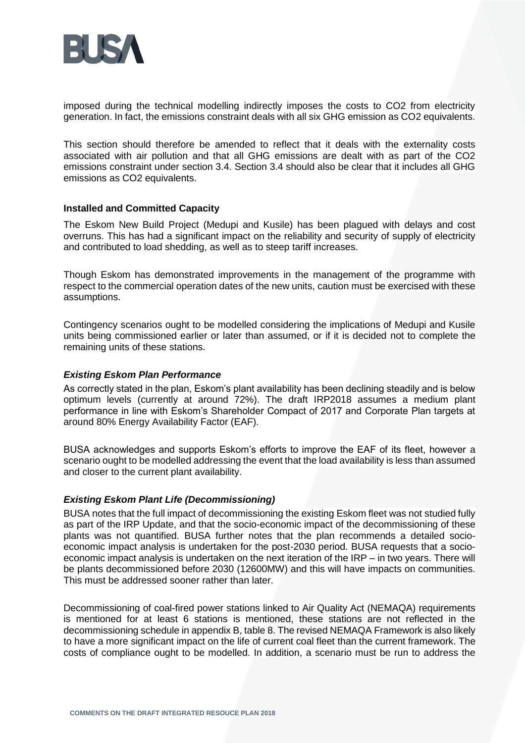imposed during the technical modelling indirectly imposes the costs to $CO_2$ from electricity generation. In fact, the emissions constraint deals with all six GHG emission as $CO_2$ equivalents.

This section should therefore be amended to reflect that it deals with the externality costs associated with air pollution and that all GHG emissions are dealt with as part of the $CO_2$ emissions constraint under section 3.4. Section 3.4 should also be clear that it includes all GHG emissions as $CO_2$ equivalents.

**Installed and Committed Capacity**

The Eskom New Build Project (Medupi and Kusile) has been plagued with delays and cost overruns. This has had a significant impact on the reliability and security of supply of electricity and contributed to load shedding, as well as to steep tariff increases.

Though Eskom has demonstrated improvements in the management of the programme with respect to the commercial operation dates of the new units, caution must be exercised with these assumptions.

Contingency scenarios ought to be modelled considering the implications of Medupi and Kusile units being commissioned earlier or later than assumed, or if it is decided not to complete the remaining units of these stations.

***Existing Eskom Plan Performance***

As correctly stated in the plan, Eskom's plant availability has been declining steadily and is below optimum levels (currently at around 72%). The draft IRP2018 assumes a medium plant performance in line with Eskom's Shareholder Compact of 2017 and Corporate Plan targets at around 80% Energy Availability Factor (EAF).

BUSA acknowledges and supports Eskom's efforts to improve the EAF of its fleet, however a scenario ought to be modelled addressing the event that the load availability is less than assumed and closer to the current plant availability.

***Existing Eskom Plant Life (Decommissioning)***

BUSA notes that the full impact of decommissioning the existing Eskom fleet was not studied fully as part of the IRP Update, and that the socio-economic impact of the decommissioning of these plants was not quantified. BUSA further notes that the plan recommends a detailed socio-economic impact analysis is undertaken for the post-2030 period. BUSA requests that a socio-economic impact analysis is undertaken on the next iteration of the IRP – in two years. There will be plants decommissioned before 2030 (12600MW) and this will have impacts on communities. This must be addressed sooner rather than later.

Decommissioning of coal-fired power stations linked to Air Quality Act (NEMAQA) requirements is mentioned for at least 6 stations is mentioned, these stations are not reflected in the decommissioning schedule in appendix B, table 8. The revised NEMAQA Framework is also likely to have a more significant impact on the life of current coal fleet than the current framework. The costs of compliance ought to be modelled. In addition, a scenario must be run to address the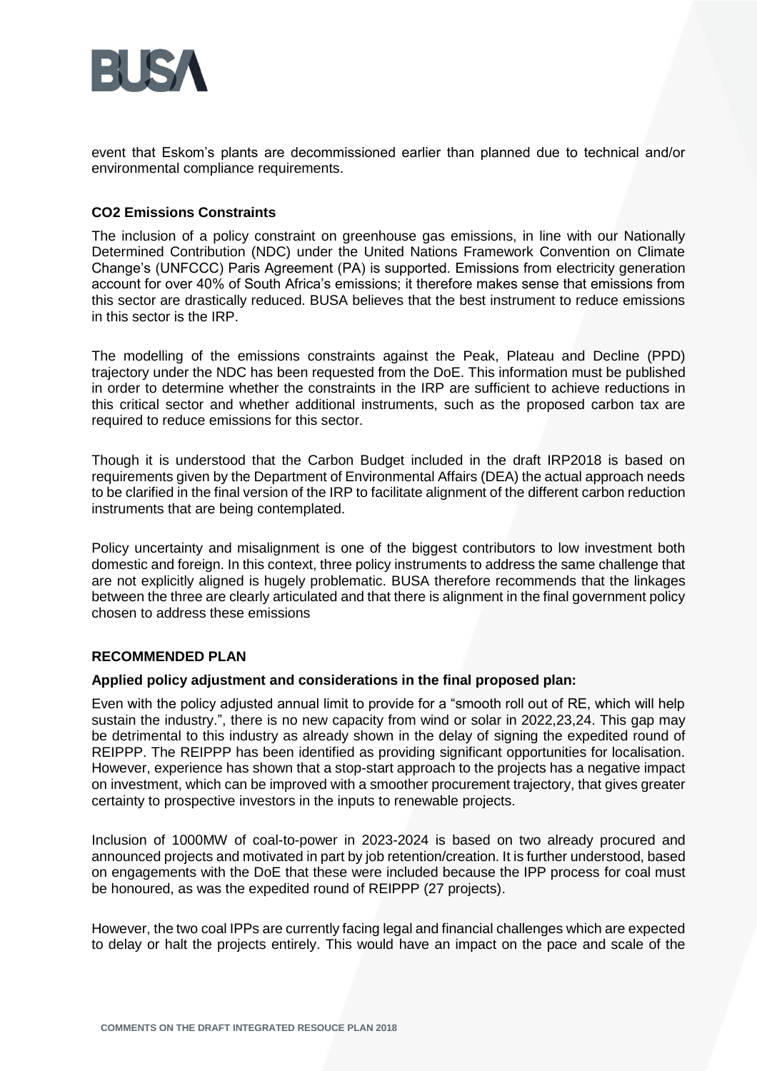event that Eskom's plants are decommissioned earlier than planned due to technical and/or environmental compliance requirements.

**CO2 Emissions Constraints**

The inclusion of a policy constraint on greenhouse gas emissions, in line with our Nationally Determined Contribution (NDC) under the United Nations Framework Convention on Climate Change's (UNFCCC) Paris Agreement (PA) is supported. Emissions from electricity generation account for over 40% of South Africa's emissions; it therefore makes sense that emissions from this sector are drastically reduced. BUSA believes that the best instrument to reduce emissions in this sector is the IRP.

The modelling of the emissions constraints against the Peak, Plateau and Decline (PPD) trajectory under the NDC has been requested from the DoE. This information must be published in order to determine whether the constraints in the IRP are sufficient to achieve reductions in this critical sector and whether additional instruments, such as the proposed carbon tax are required to reduce emissions for this sector.

Though it is understood that the Carbon Budget included in the draft IRP2018 is based on requirements given by the Department of Environmental Affairs (DEA) the actual approach needs to be clarified in the final version of the IRP to facilitate alignment of the different carbon reduction instruments that are being contemplated.

Policy uncertainty and misalignment is one of the biggest contributors to low investment both domestic and foreign. In this context, three policy instruments to address the same challenge that are not explicitly aligned is hugely problematic. BUSA therefore recommends that the linkages between the three are clearly articulated and that there is alignment in the final government policy chosen to address these emissions

**RECOMMENDED PLAN**

**Applied policy adjustment and considerations in the final proposed plan:**

Even with the policy adjusted annual limit to provide for a "smooth roll out of RE, which will help sustain the industry.", there is no new capacity from wind or solar in 2022,23,24. This gap may be detrimental to this industry as already shown in the delay of signing the expedited round of REIPPP. The REIPPP has been identified as providing significant opportunities for localisation. However, experience has shown that a stop-start approach to the projects has a negative impact on investment, which can be improved with a smoother procurement trajectory, that gives greater certainty to prospective investors in the inputs to renewable projects.

Inclusion of 1000MW of coal-to-power in 2023-2024 is based on two already procured and announced projects and motivated in part by job retention/creation. It is further understood, based on engagements with the DoE that these were included because the IPP process for coal must be honoured, as was the expedited round of REIPPP (27 projects).

However, the two coal IPPs are currently facing legal and financial challenges which are expected to delay or halt the projects entirely. This would have an impact on the pace and scale of the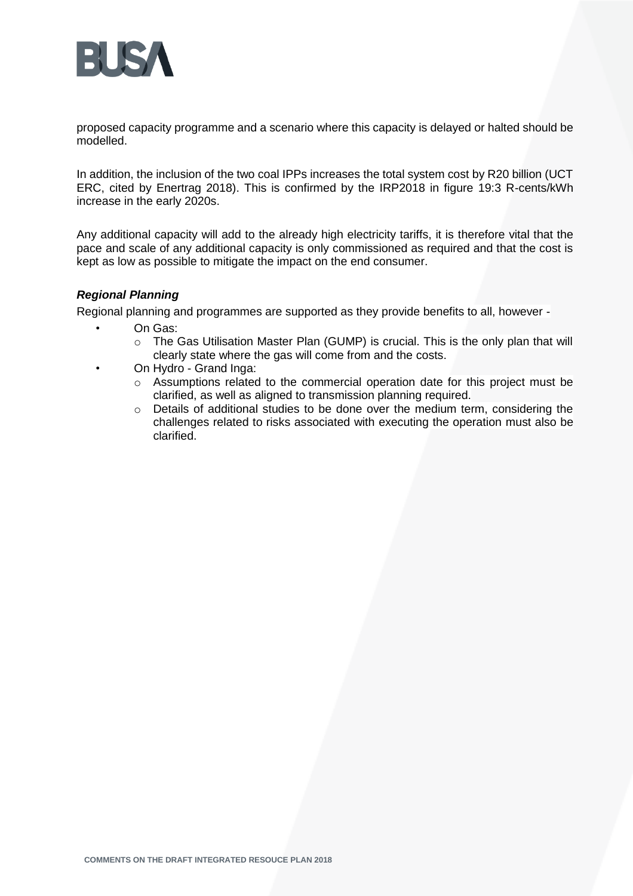proposed capacity programme and a scenario where this capacity is delayed or halted should be modelled.

In addition, the inclusion of the two coal IPPs increases the total system cost by R20 billion (UCT ERC, cited by Enertrag 2018). This is confirmed by the IRP2018 in figure 19:3 R-cents/kWh increase in the early 2020s.

Any additional capacity will add to the already high electricity tariffs, it is therefore vital that the pace and scale of any additional capacity is only commissioned as required and that the cost is kept as low as possible to mitigate the impact on the end consumer.

***Regional Planning***

Regional planning and programmes are supported as they provide benefits to all, however -

- On Gas:
  - The Gas Utilisation Master Plan (GUMP) is crucial. This is the only plan that will clearly state where the gas will come from and the costs.
- On Hydro - Grand Inga:
  - Assumptions related to the commercial operation date for this project must be clarified, as well as aligned to transmission planning required.
  - Details of additional studies to be done over the medium term, considering the challenges related to risks associated with executing the operation must also be clarified.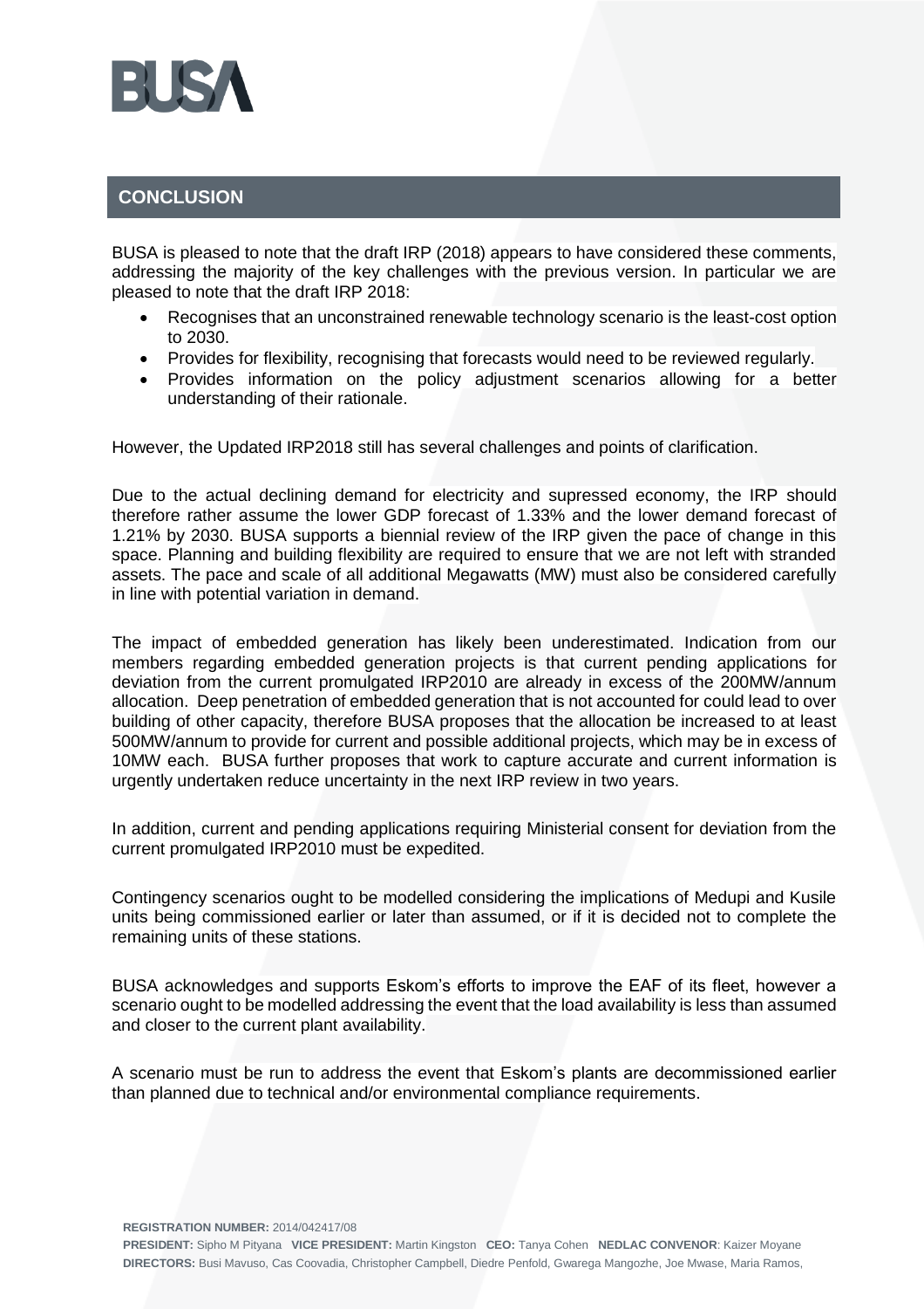## CONCLUSION

BUSA is pleased to note that the draft IRP (2018) appears to have considered these comments, addressing the majority of the key challenges with the previous version. In particular we are pleased to note that the draft IRP 2018:

- Recognises that an unconstrained renewable technology scenario is the least-cost option to 2030.
- Provides for flexibility, recognising that forecasts would need to be reviewed regularly.
- Provides information on the policy adjustment scenarios allowing for a better understanding of their rationale.

However, the Updated IRP2018 still has several challenges and points of clarification.

Due to the actual declining demand for electricity and supressed economy, the IRP should therefore rather assume the lower GDP forecast of 1.33% and the lower demand forecast of 1.21% by 2030. BUSA supports a biennial review of the IRP given the pace of change in this space. Planning and building flexibility are required to ensure that we are not left with stranded assets. The pace and scale of all additional Megawatts (MW) must also be considered carefully in line with potential variation in demand.

The impact of embedded generation has likely been underestimated. Indication from our members regarding embedded generation projects is that current pending applications for deviation from the current promulgated IRP2010 are already in excess of the 200MW/annum allocation. Deep penetration of embedded generation that is not accounted for could lead to over building of other capacity, therefore BUSA proposes that the allocation be increased to at least 500MW/annum to provide for current and possible additional projects, which may be in excess of 10MW each. BUSA further proposes that work to capture accurate and current information is urgently undertaken reduce uncertainty in the next IRP review in two years.

In addition, current and pending applications requiring Ministerial consent for deviation from the current promulgated IRP2010 must be expedited.

Contingency scenarios ought to be modelled considering the implications of Medupi and Kusile units being commissioned earlier or later than assumed, or if it is decided not to complete the remaining units of these stations.

BUSA acknowledges and supports Eskom's efforts to improve the EAF of its fleet, however a scenario ought to be modelled addressing the event that the load availability is less than assumed and closer to the current plant availability.

A scenario must be run to address the event that Eskom's plants are decommissioned earlier than planned due to technical and/or environmental compliance requirements.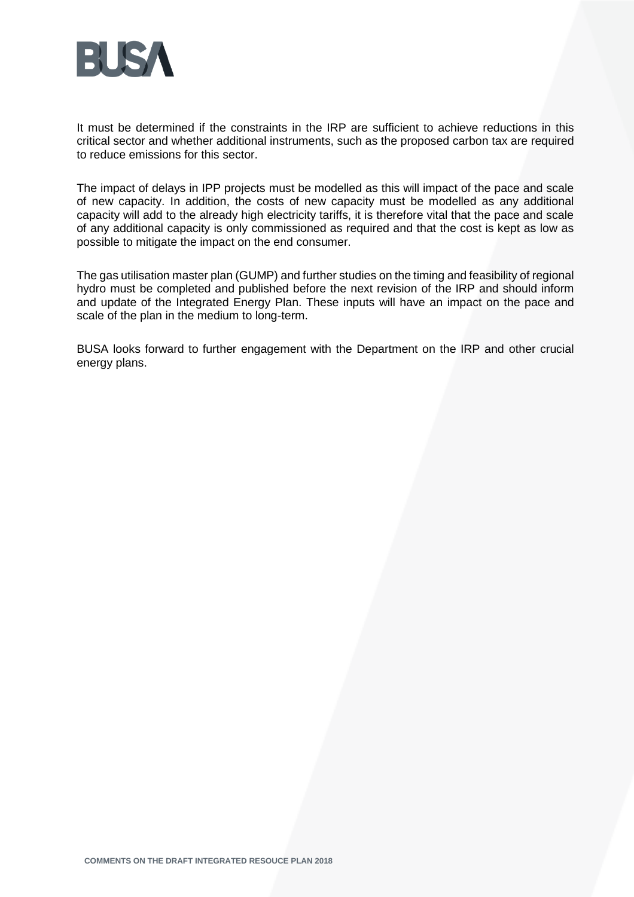It must be determined if the constraints in the IRP are sufficient to achieve reductions in this critical sector and whether additional instruments, such as the proposed carbon tax are required to reduce emissions for this sector.

The impact of delays in IPP projects must be modelled as this will impact of the pace and scale of new capacity. In addition, the costs of new capacity must be modelled as any additional capacity will add to the already high electricity tariffs, it is therefore vital that the pace and scale of any additional capacity is only commissioned as required and that the cost is kept as low as possible to mitigate the impact on the end consumer.

The gas utilisation master plan (GUMP) and further studies on the timing and feasibility of regional hydro must be completed and published before the next revision of the IRP and should inform and update of the Integrated Energy Plan. These inputs will have an impact on the pace and scale of the plan in the medium to long-term.

BUSA looks forward to further engagement with the Department on the IRP and other crucial energy plans.